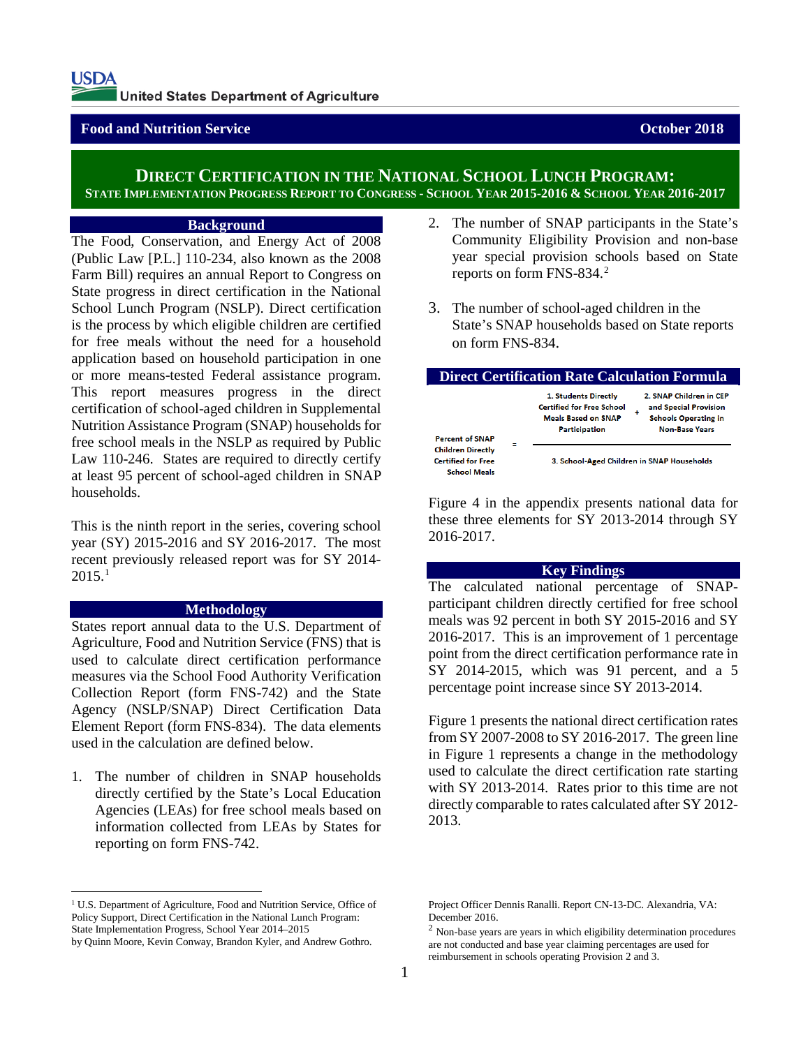USDA United States Department of Agriculture

**Food and Nutrition Service** **October 2018**

# DIRECT CERTIFICATION IN THE NATIONAL SCHOOL LUNCH PROGRAM:

## STATE IMPLEMENTATION PROGRESS REPORT TO CONGRESS - SCHOOL YEAR 2015-2016 & SCHOOL YEAR 2016-2017

### Background

The Food, Conservation, and Energy Act of 2008 (Public Law [P.L.] 110-234, also known as the 2008 Farm Bill) requires an annual Report to Congress on State progress in direct certification in the National School Lunch Program (NSLP). Direct certification is the process by which eligible children are certified for free meals without the need for a household application based on household participation in one or more means-tested Federal assistance program. This report measures progress in the direct certification of school-aged children in Supplemental Nutrition Assistance Program (SNAP) households for free school meals in the NSLP as required by Public Law 110-246. States are required to directly certify at least 95 percent of school-aged children in SNAP households.

This is the ninth report in the series, covering school year (SY) 2015-2016 and SY 2016-2017. The most recent previously released report was for SY 2014-2015.[1]

### Methodology

States report annual data to the U.S. Department of Agriculture, Food and Nutrition Service (FNS) that is used to calculate direct certification performance measures via the School Food Authority Verification Collection Report (form FNS-742) and the State Agency (NSLP/SNAP) Direct Certification Data Element Report (form FNS-834). The data elements used in the calculation are defined below.

1. The number of children in SNAP households directly certified by the State's Local Education Agencies (LEAs) for free school meals based on information collected from LEAs by States for reporting on form FNS-742.
2. The number of SNAP participants in the State's Community Eligibility Provision and non-base year special provision schools based on State reports on form FNS-834.[2]
3. The number of school-aged children in the State's SNAP households based on State reports on form FNS-834.

### Direct Certification Rate Calculation Formula

$$\text{Percent of SNAP Children Directly Certified for Free School Meals} = \frac{\text{1. Students Directly Certified for Free School Meals Based on SNAP Participation} + \text{2. SNAP Children in CEP and Special Provision Schools Operating in Non-Base Years}}{\text{3. School-Aged Children in SNAP Households}}$$

Figure 4 in the appendix presents national data for these three elements for SY 2013-2014 through SY 2016-2017.

### Key Findings

The calculated national percentage of SNAP-participant children directly certified for free school meals was 92 percent in both SY 2015-2016 and SY 2016-2017. This is an improvement of 1 percentage point from the direct certification performance rate in SY 2014-2015, which was 91 percent, and a 5 percentage point increase since SY 2013-2014.

Figure 1 presents the national direct certification rates from SY 2007-2008 to SY 2016-2017. The green line in Figure 1 represents a change in the methodology used to calculate the direct certification rate starting with SY 2013-2014. Rates prior to this time are not directly comparable to rates calculated after SY 2012-2013.

---

[1] U.S. Department of Agriculture, Food and Nutrition Service, Office of Policy Support, Direct Certification in the National Lunch Program: State Implementation Progress, School Year 2014–2015 by Quinn Moore, Kevin Conway, Brandon Kyler, and Andrew Gothro. Project Officer Dennis Ranalli. Report CN-13-DC. Alexandria, VA: December 2016.

[2] Non-base years are years in which eligibility determination procedures are not conducted and base year claiming percentages are used for reimbursement in schools operating Provision 2 and 3.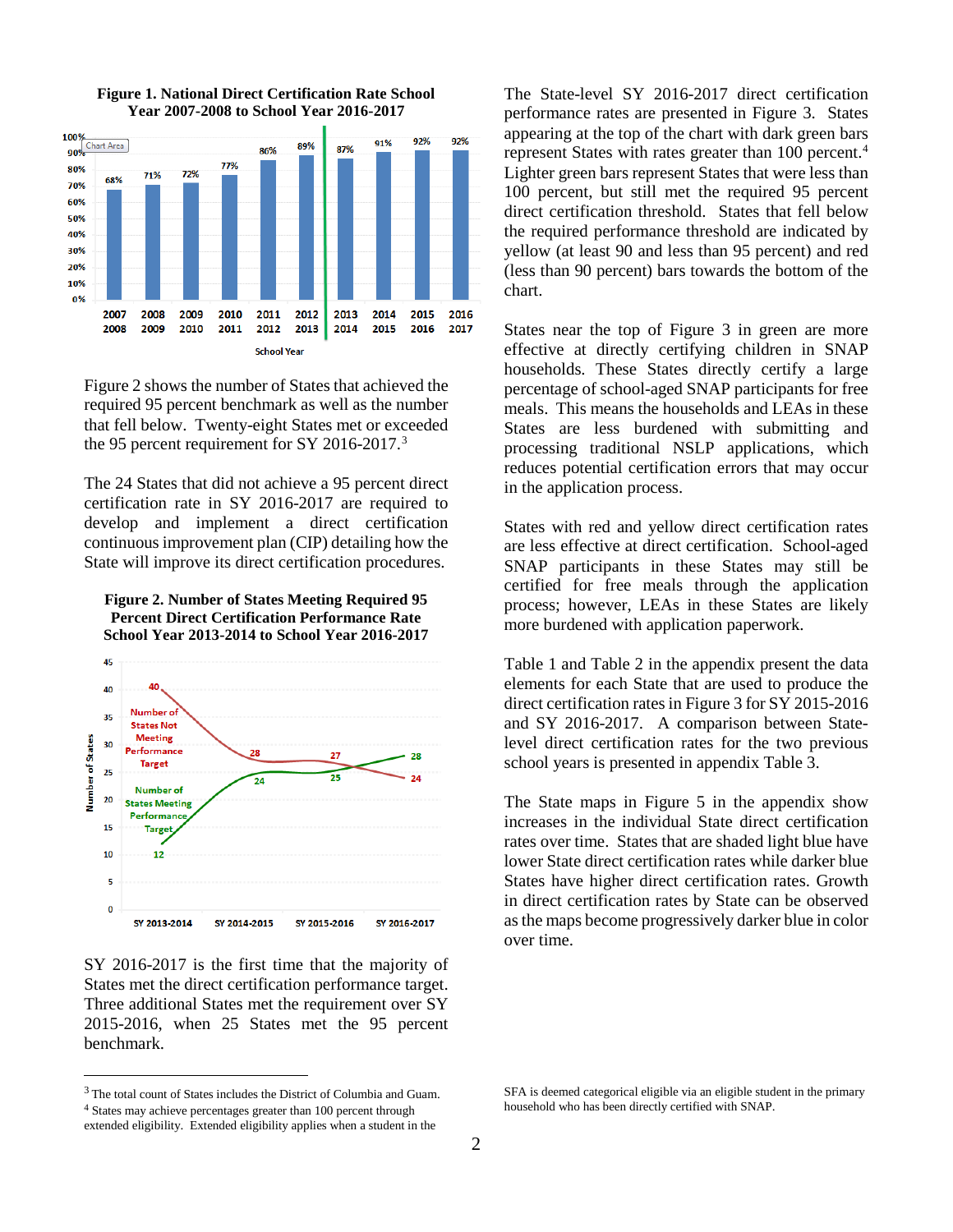**Figure 1. National Direct Certification Rate School Year 2007-2008 to School Year 2016-2017**

| School Year | Rate |
|---|---|
| 2007-2008 | 68% |
| 2008-2009 | 71% |
| 2009-2010 | 72% |
| 2010-2011 | 77% |
| 2011-2012 | 86% |
| 2012-2013 | 89% |
| 2013-2014 | 87% |
| 2014-2015 | 91% |
| 2015-2016 | 92% |
| 2016-2017 | 92% |

Figure 2 shows the number of States that achieved the required 95 percent benchmark as well as the number that fell below. Twenty-eight States met or exceeded the 95 percent requirement for SY 2016-2017.[3]

The 24 States that did not achieve a 95 percent direct certification rate in SY 2016-2017 are required to develop and implement a direct certification continuous improvement plan (CIP) detailing how the State will improve its direct certification procedures.

**Figure 2. Number of States Meeting Required 95 Percent Direct Certification Performance Rate School Year 2013-2014 to School Year 2016-2017**

| School Year | Number of States Not Meeting Performance Target | Number of States Meeting Performance Target |
|---|---|---|
| SY 2013-2014 | 40 | 12 |
| SY 2014-2015 | 28 | 24 |
| SY 2015-2016 | 27 | 25 |
| SY 2016-2017 | 24 | 28 |

SY 2016-2017 is the first time that the majority of States met the direct certification performance target. Three additional States met the requirement over SY 2015-2016, when 25 States met the 95 percent benchmark.

The State-level SY 2016-2017 direct certification performance rates are presented in Figure 3. States appearing at the top of the chart with dark green bars represent States with rates greater than 100 percent.[4] Lighter green bars represent States that were less than 100 percent, but still met the required 95 percent direct certification threshold. States that fell below the required performance threshold are indicated by yellow (at least 90 and less than 95 percent) and red (less than 90 percent) bars towards the bottom of the chart.

States near the top of Figure 3 in green are more effective at directly certifying children in SNAP households. These States directly certify a large percentage of school-aged SNAP participants for free meals. This means the households and LEAs in these States are less burdened with submitting and processing traditional NSLP applications, which reduces potential certification errors that may occur in the application process.

States with red and yellow direct certification rates are less effective at direct certification. School-aged SNAP participants in these States may still be certified for free meals through the application process; however, LEAs in these States are likely more burdened with application paperwork.

Table 1 and Table 2 in the appendix present the data elements for each State that are used to produce the direct certification rates in Figure 3 for SY 2015-2016 and SY 2016-2017. A comparison between State-level direct certification rates for the two previous school years is presented in appendix Table 3.

The State maps in Figure 5 in the appendix show increases in the individual State direct certification rates over time. States that are shaded light blue have lower State direct certification rates while darker blue States have higher direct certification rates. Growth in direct certification rates by State can be observed as the maps become progressively darker blue in color over time.

---

[3] The total count of States includes the District of Columbia and Guam.

[4] States may achieve percentages greater than 100 percent through extended eligibility. Extended eligibility applies when a student in the SFA is deemed categorical eligible via an eligible student in the primary household who has been directly certified with SNAP.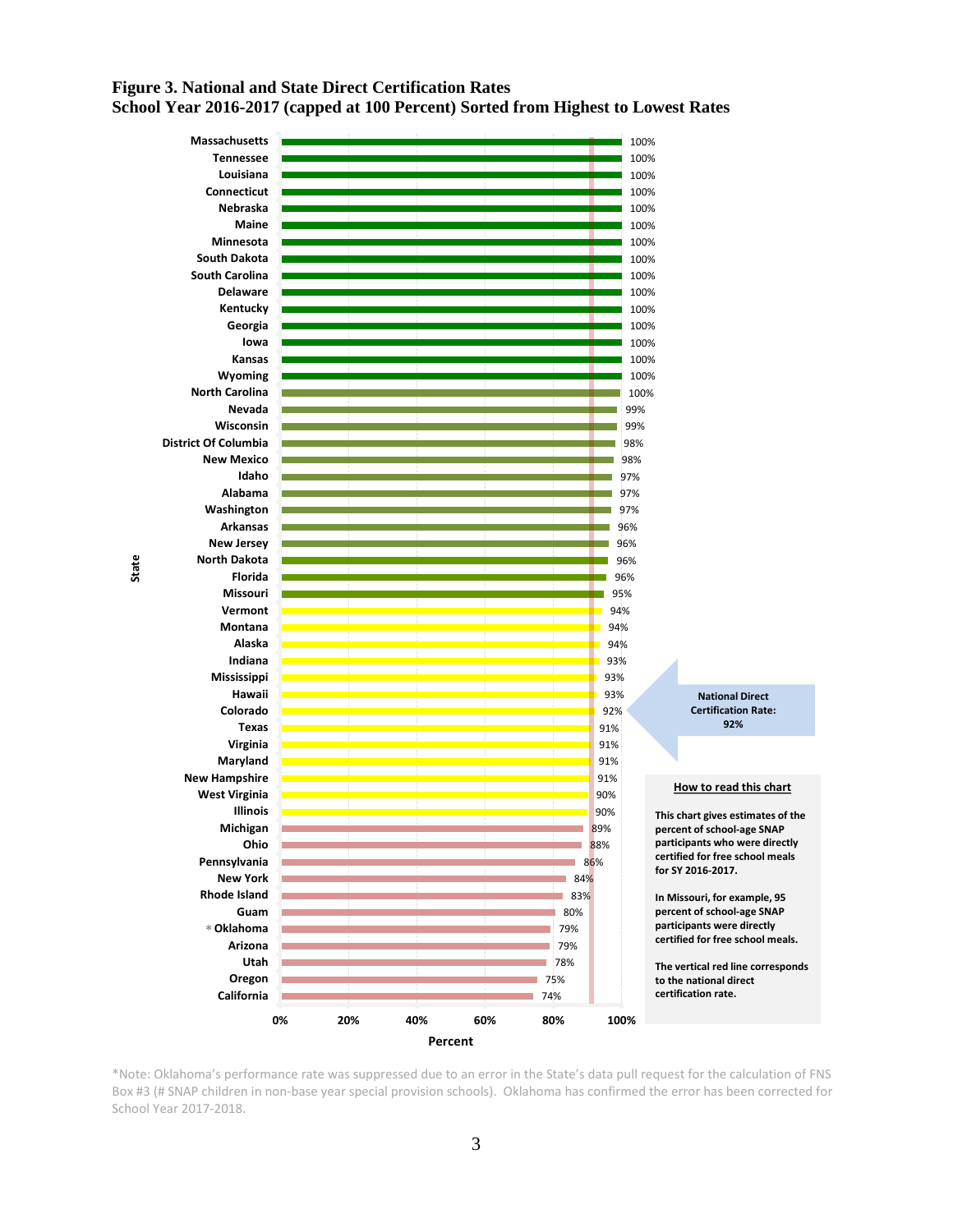**Figure 3. National and State Direct Certification Rates**
**School Year 2016-2017 (capped at 100 Percent) Sorted from Highest to Lowest Rates**

| State | Percent |
|---|---|
| Massachusetts | 100% |
| Tennessee | 100% |
| Louisiana | 100% |
| Connecticut | 100% |
| Nebraska | 100% |
| Maine | 100% |
| Minnesota | 100% |
| South Dakota | 100% |
| South Carolina | 100% |
| Delaware | 100% |
| Kentucky | 100% |
| Georgia | 100% |
| Iowa | 100% |
| Kansas | 100% |
| Wyoming | 100% |
| North Carolina | 100% |
| Nevada | 99% |
| Wisconsin | 99% |
| District Of Columbia | 98% |
| New Mexico | 98% |
| Idaho | 97% |
| Alabama | 97% |
| Washington | 97% |
| Arkansas | 96% |
| New Jersey | 96% |
| North Dakota | 96% |
| Florida | 96% |
| Missouri | 95% |
| Vermont | 94% |
| Montana | 94% |
| Alaska | 94% |
| Indiana | 93% |
| Mississippi | 93% |
| Hawaii | 93% |
| Colorado | 92% |
| Texas | 91% |
| Virginia | 91% |
| Maryland | 91% |
| New Hampshire | 91% |
| West Virginia | 90% |
| Illinois | 90% |
| Michigan | 89% |
| Ohio | 88% |
| Pennsylvania | 86% |
| New York | 84% |
| Rhode Island | 83% |
| Guam | 80% |
| * Oklahoma | 79% |
| Arizona | 79% |
| Utah | 78% |
| Oregon | 75% |
| California | 74% |

**National Direct Certification Rate: 92%**

**How to read this chart**

**This chart gives estimates of the percent of school-age SNAP participants who were directly certified for free school meals for SY 2016-2017.**

**In Missouri, for example, 95 percent of school-age SNAP participants were directly certified for free school meals.**

**The vertical red line corresponds to the national direct certification rate.**

*Note: Oklahoma's performance rate was suppressed due to an error in the State's data pull request for the calculation of FNS Box #3 (# SNAP children in non-base year special provision schools). Oklahoma has confirmed the error has been corrected for School Year 2017-2018.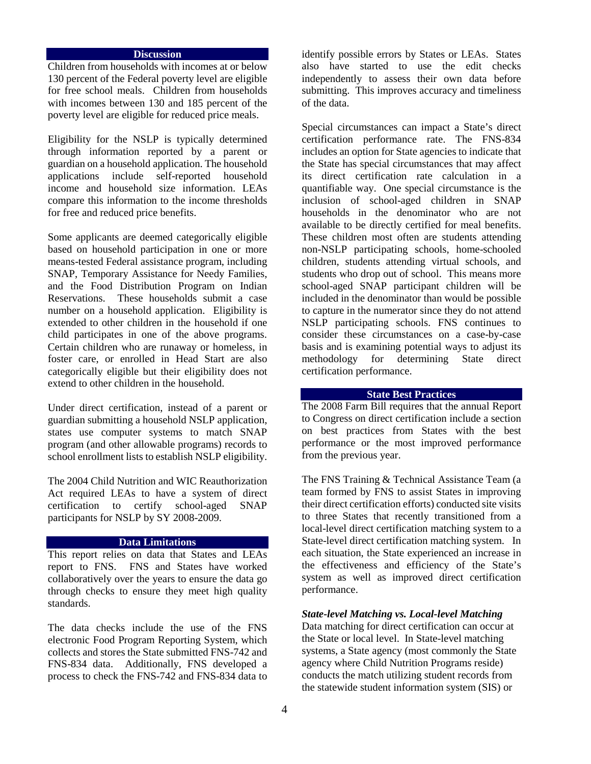## Discussion

Children from households with incomes at or below 130 percent of the Federal poverty level are eligible for free school meals. Children from households with incomes between 130 and 185 percent of the poverty level are eligible for reduced price meals.

Eligibility for the NSLP is typically determined through information reported by a parent or guardian on a household application. The household applications include self-reported household income and household size information. LEAs compare this information to the income thresholds for free and reduced price benefits.

Some applicants are deemed categorically eligible based on household participation in one or more means-tested Federal assistance program, including SNAP, Temporary Assistance for Needy Families, and the Food Distribution Program on Indian Reservations. These households submit a case number on a household application. Eligibility is extended to other children in the household if one child participates in one of the above programs. Certain children who are runaway or homeless, in foster care, or enrolled in Head Start are also categorically eligible but their eligibility does not extend to other children in the household.

Under direct certification, instead of a parent or guardian submitting a household NSLP application, states use computer systems to match SNAP program (and other allowable programs) records to school enrollment lists to establish NSLP eligibility.

The 2004 Child Nutrition and WIC Reauthorization Act required LEAs to have a system of direct certification to certify school-aged SNAP participants for NSLP by SY 2008-2009.

## Data Limitations

This report relies on data that States and LEAs report to FNS. FNS and States have worked collaboratively over the years to ensure the data go through checks to ensure they meet high quality standards.

The data checks include the use of the FNS electronic Food Program Reporting System, which collects and stores the State submitted FNS-742 and FNS-834 data. Additionally, FNS developed a process to check the FNS-742 and FNS-834 data to identify possible errors by States or LEAs. States also have started to use the edit checks independently to assess their own data before submitting. This improves accuracy and timeliness of the data.

Special circumstances can impact a State's direct certification performance rate. The FNS-834 includes an option for State agencies to indicate that the State has special circumstances that may affect its direct certification rate calculation in a quantifiable way. One special circumstance is the inclusion of school-aged children in SNAP households in the denominator who are not available to be directly certified for meal benefits. These children most often are students attending non-NSLP participating schools, home-schooled children, students attending virtual schools, and students who drop out of school. This means more school-aged SNAP participant children will be included in the denominator than would be possible to capture in the numerator since they do not attend NSLP participating schools. FNS continues to consider these circumstances on a case-by-case basis and is examining potential ways to adjust its methodology for determining State direct certification performance.

## State Best Practices

The 2008 Farm Bill requires that the annual Report to Congress on direct certification include a section on best practices from States with the best performance or the most improved performance from the previous year.

The FNS Training & Technical Assistance Team (a team formed by FNS to assist States in improving their direct certification efforts) conducted site visits to three States that recently transitioned from a local-level direct certification matching system to a State-level direct certification matching system. In each situation, the State experienced an increase in the effectiveness and efficiency of the State's system as well as improved direct certification performance.

### *State-level Matching vs. Local-level Matching*

Data matching for direct certification can occur at the State or local level. In State-level matching systems, a State agency (most commonly the State agency where Child Nutrition Programs reside) conducts the match utilizing student records from the statewide student information system (SIS) or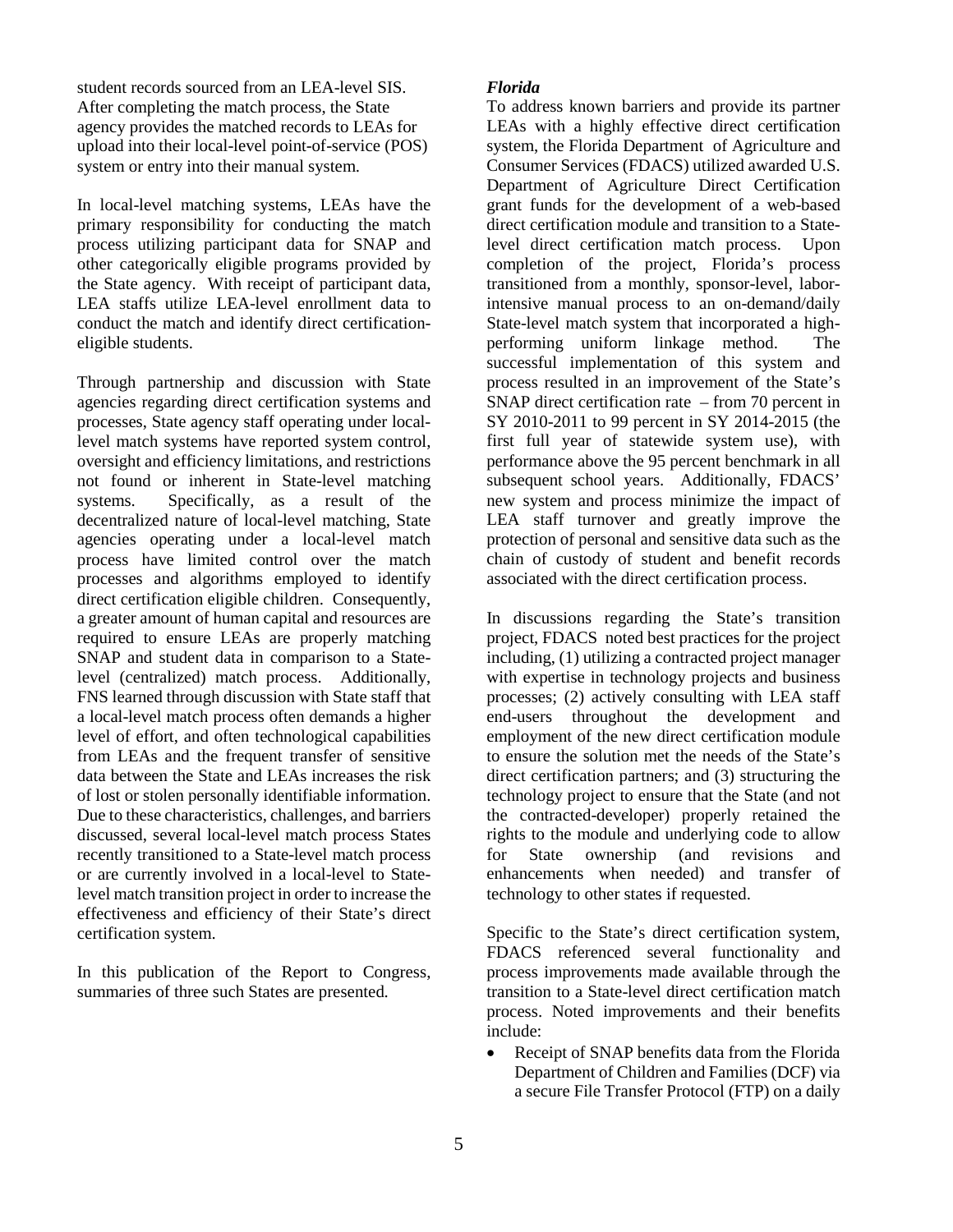student records sourced from an LEA-level SIS. After completing the match process, the State agency provides the matched records to LEAs for upload into their local-level point-of-service (POS) system or entry into their manual system.

In local-level matching systems, LEAs have the primary responsibility for conducting the match process utilizing participant data for SNAP and other categorically eligible programs provided by the State agency. With receipt of participant data, LEA staffs utilize LEA-level enrollment data to conduct the match and identify direct certification-eligible students.

Through partnership and discussion with State agencies regarding direct certification systems and processes, State agency staff operating under local-level match systems have reported system control, oversight and efficiency limitations, and restrictions not found or inherent in State-level matching systems. Specifically, as a result of the decentralized nature of local-level matching, State agencies operating under a local-level match process have limited control over the match processes and algorithms employed to identify direct certification eligible children. Consequently, a greater amount of human capital and resources are required to ensure LEAs are properly matching SNAP and student data in comparison to a State-level (centralized) match process. Additionally, FNS learned through discussion with State staff that a local-level match process often demands a higher level of effort, and often technological capabilities from LEAs and the frequent transfer of sensitive data between the State and LEAs increases the risk of lost or stolen personally identifiable information. Due to these characteristics, challenges, and barriers discussed, several local-level match process States recently transitioned to a State-level match process or are currently involved in a local-level to State-level match transition project in order to increase the effectiveness and efficiency of their State's direct certification system.

In this publication of the Report to Congress, summaries of three such States are presented.

***Florida***

To address known barriers and provide its partner LEAs with a highly effective direct certification system, the Florida Department of Agriculture and Consumer Services (FDACS) utilized awarded U.S. Department of Agriculture Direct Certification grant funds for the development of a web-based direct certification module and transition to a State-level direct certification match process. Upon completion of the project, Florida's process transitioned from a monthly, sponsor-level, labor-intensive manual process to an on-demand/daily State-level match system that incorporated a high-performing uniform linkage method. The successful implementation of this system and process resulted in an improvement of the State's SNAP direct certification rate – from 70 percent in SY 2010-2011 to 99 percent in SY 2014-2015 (the first full year of statewide system use), with performance above the 95 percent benchmark in all subsequent school years. Additionally, FDACS' new system and process minimize the impact of LEA staff turnover and greatly improve the protection of personal and sensitive data such as the chain of custody of student and benefit records associated with the direct certification process.

In discussions regarding the State's transition project, FDACS noted best practices for the project including, (1) utilizing a contracted project manager with expertise in technology projects and business processes; (2) actively consulting with LEA staff end-users throughout the development and employment of the new direct certification module to ensure the solution met the needs of the State's direct certification partners; and (3) structuring the technology project to ensure that the State (and not the contracted-developer) properly retained the rights to the module and underlying code to allow for State ownership (and revisions and enhancements when needed) and transfer of technology to other states if requested.

Specific to the State's direct certification system, FDACS referenced several functionality and process improvements made available through the transition to a State-level direct certification match process. Noted improvements and their benefits include:

- Receipt of SNAP benefits data from the Florida Department of Children and Families (DCF) via a secure File Transfer Protocol (FTP) on a daily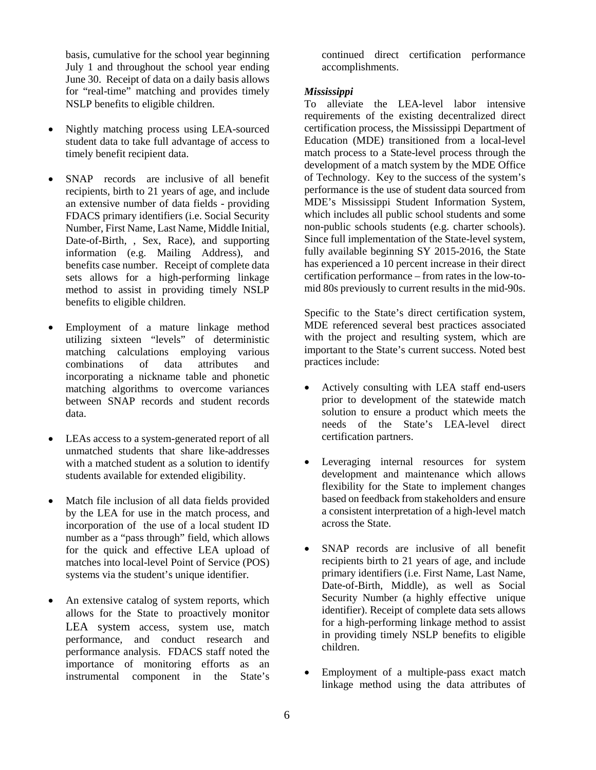basis, cumulative for the school year beginning July 1 and throughout the school year ending June 30. Receipt of data on a daily basis allows for "real-time" matching and provides timely NSLP benefits to eligible children.

- Nightly matching process using LEA-sourced student data to take full advantage of access to timely benefit recipient data.

- SNAP records are inclusive of all benefit recipients, birth to 21 years of age, and include an extensive number of data fields - providing FDACS primary identifiers (i.e. Social Security Number, First Name, Last Name, Middle Initial, Date-of-Birth, , Sex, Race), and supporting information (e.g. Mailing Address), and benefits case number. Receipt of complete data sets allows for a high-performing linkage method to assist in providing timely NSLP benefits to eligible children.

- Employment of a mature linkage method utilizing sixteen "levels" of deterministic matching calculations employing various combinations of data attributes and incorporating a nickname table and phonetic matching algorithms to overcome variances between SNAP records and student records data.

- LEAs access to a system-generated report of all unmatched students that share like-addresses with a matched student as a solution to identify students available for extended eligibility.

- Match file inclusion of all data fields provided by the LEA for use in the match process, and incorporation of the use of a local student ID number as a "pass through" field, which allows for the quick and effective LEA upload of matches into local-level Point of Service (POS) systems via the student's unique identifier.

- An extensive catalog of system reports, which allows for the State to proactively monitor LEA system access, system use, match performance, and conduct research and performance analysis. FDACS staff noted the importance of monitoring efforts as an instrumental component in the State's continued direct certification performance accomplishments.

***Mississippi***

To alleviate the LEA-level labor intensive requirements of the existing decentralized direct certification process, the Mississippi Department of Education (MDE) transitioned from a local-level match process to a State-level process through the development of a match system by the MDE Office of Technology. Key to the success of the system's performance is the use of student data sourced from MDE's Mississippi Student Information System, which includes all public school students and some non-public schools students (e.g. charter schools). Since full implementation of the State-level system, fully available beginning SY 2015-2016, the State has experienced a 10 percent increase in their direct certification performance – from rates in the low-to-mid 80s previously to current results in the mid-90s.

Specific to the State's direct certification system, MDE referenced several best practices associated with the project and resulting system, which are important to the State's current success. Noted best practices include:

- Actively consulting with LEA staff end-users prior to development of the statewide match solution to ensure a product which meets the needs of the State's LEA-level direct certification partners.

- Leveraging internal resources for system development and maintenance which allows flexibility for the State to implement changes based on feedback from stakeholders and ensure a consistent interpretation of a high-level match across the State.

- SNAP records are inclusive of all benefit recipients birth to 21 years of age, and include primary identifiers (i.e. First Name, Last Name, Date-of-Birth, Middle), as well as Social Security Number (a highly effective unique identifier). Receipt of complete data sets allows for a high-performing linkage method to assist in providing timely NSLP benefits to eligible children.

- Employment of a multiple-pass exact match linkage method using the data attributes of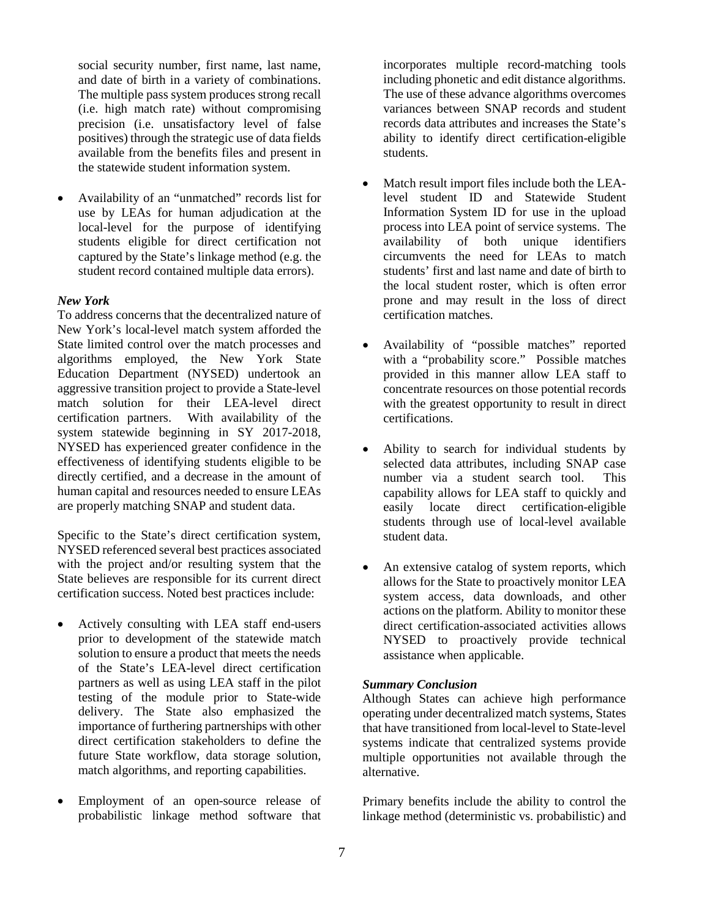social security number, first name, last name, and date of birth in a variety of combinations. The multiple pass system produces strong recall (i.e. high match rate) without compromising precision (i.e. unsatisfactory level of false positives) through the strategic use of data fields available from the benefits files and present in the statewide student information system.

- Availability of an "unmatched" records list for use by LEAs for human adjudication at the local-level for the purpose of identifying students eligible for direct certification not captured by the State's linkage method (e.g. the student record contained multiple data errors).

***New York***

To address concerns that the decentralized nature of New York's local-level match system afforded the State limited control over the match processes and algorithms employed, the New York State Education Department (NYSED) undertook an aggressive transition project to provide a State-level match solution for their LEA-level direct certification partners. With availability of the system statewide beginning in SY 2017-2018, NYSED has experienced greater confidence in the effectiveness of identifying students eligible to be directly certified, and a decrease in the amount of human capital and resources needed to ensure LEAs are properly matching SNAP and student data.

Specific to the State's direct certification system, NYSED referenced several best practices associated with the project and/or resulting system that the State believes are responsible for its current direct certification success. Noted best practices include:

- Actively consulting with LEA staff end-users prior to development of the statewide match solution to ensure a product that meets the needs of the State's LEA-level direct certification partners as well as using LEA staff in the pilot testing of the module prior to State-wide delivery. The State also emphasized the importance of furthering partnerships with other direct certification stakeholders to define the future State workflow, data storage solution, match algorithms, and reporting capabilities.

- Employment of an open-source release of probabilistic linkage method software that incorporates multiple record-matching tools including phonetic and edit distance algorithms. The use of these advance algorithms overcomes variances between SNAP records and student records data attributes and increases the State's ability to identify direct certification-eligible students.

- Match result import files include both the LEA-level student ID and Statewide Student Information System ID for use in the upload process into LEA point of service systems. The availability of both unique identifiers circumvents the need for LEAs to match students' first and last name and date of birth to the local student roster, which is often error prone and may result in the loss of direct certification matches.

- Availability of "possible matches" reported with a "probability score." Possible matches provided in this manner allow LEA staff to concentrate resources on those potential records with the greatest opportunity to result in direct certifications.

- Ability to search for individual students by selected data attributes, including SNAP case number via a student search tool. This capability allows for LEA staff to quickly and easily locate direct certification-eligible students through use of local-level available student data.

- An extensive catalog of system reports, which allows for the State to proactively monitor LEA system access, data downloads, and other actions on the platform. Ability to monitor these direct certification-associated activities allows NYSED to proactively provide technical assistance when applicable.

***Summary Conclusion***

Although States can achieve high performance operating under decentralized match systems, States that have transitioned from local-level to State-level systems indicate that centralized systems provide multiple opportunities not available through the alternative.

Primary benefits include the ability to control the linkage method (deterministic vs. probabilistic) and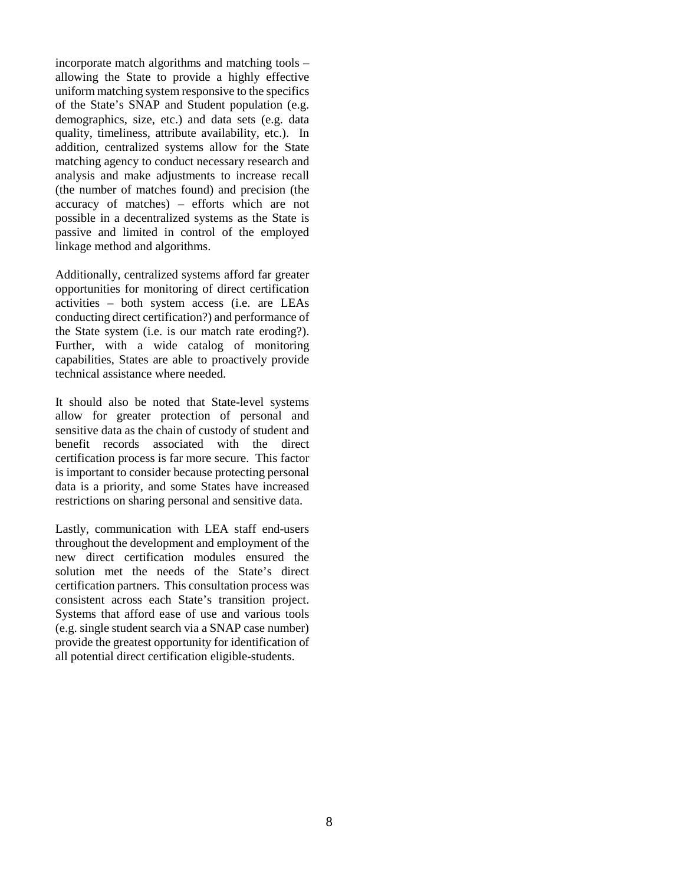incorporate match algorithms and matching tools – allowing the State to provide a highly effective uniform matching system responsive to the specifics of the State's SNAP and Student population (e.g. demographics, size, etc.) and data sets (e.g. data quality, timeliness, attribute availability, etc.). In addition, centralized systems allow for the State matching agency to conduct necessary research and analysis and make adjustments to increase recall (the number of matches found) and precision (the accuracy of matches) – efforts which are not possible in a decentralized systems as the State is passive and limited in control of the employed linkage method and algorithms.

Additionally, centralized systems afford far greater opportunities for monitoring of direct certification activities – both system access (i.e. are LEAs conducting direct certification?) and performance of the State system (i.e. is our match rate eroding?). Further, with a wide catalog of monitoring capabilities, States are able to proactively provide technical assistance where needed.

It should also be noted that State-level systems allow for greater protection of personal and sensitive data as the chain of custody of student and benefit records associated with the direct certification process is far more secure. This factor is important to consider because protecting personal data is a priority, and some States have increased restrictions on sharing personal and sensitive data.

Lastly, communication with LEA staff end-users throughout the development and employment of the new direct certification modules ensured the solution met the needs of the State's direct certification partners. This consultation process was consistent across each State's transition project. Systems that afford ease of use and various tools (e.g. single student search via a SNAP case number) provide the greatest opportunity for identification of all potential direct certification eligible-students.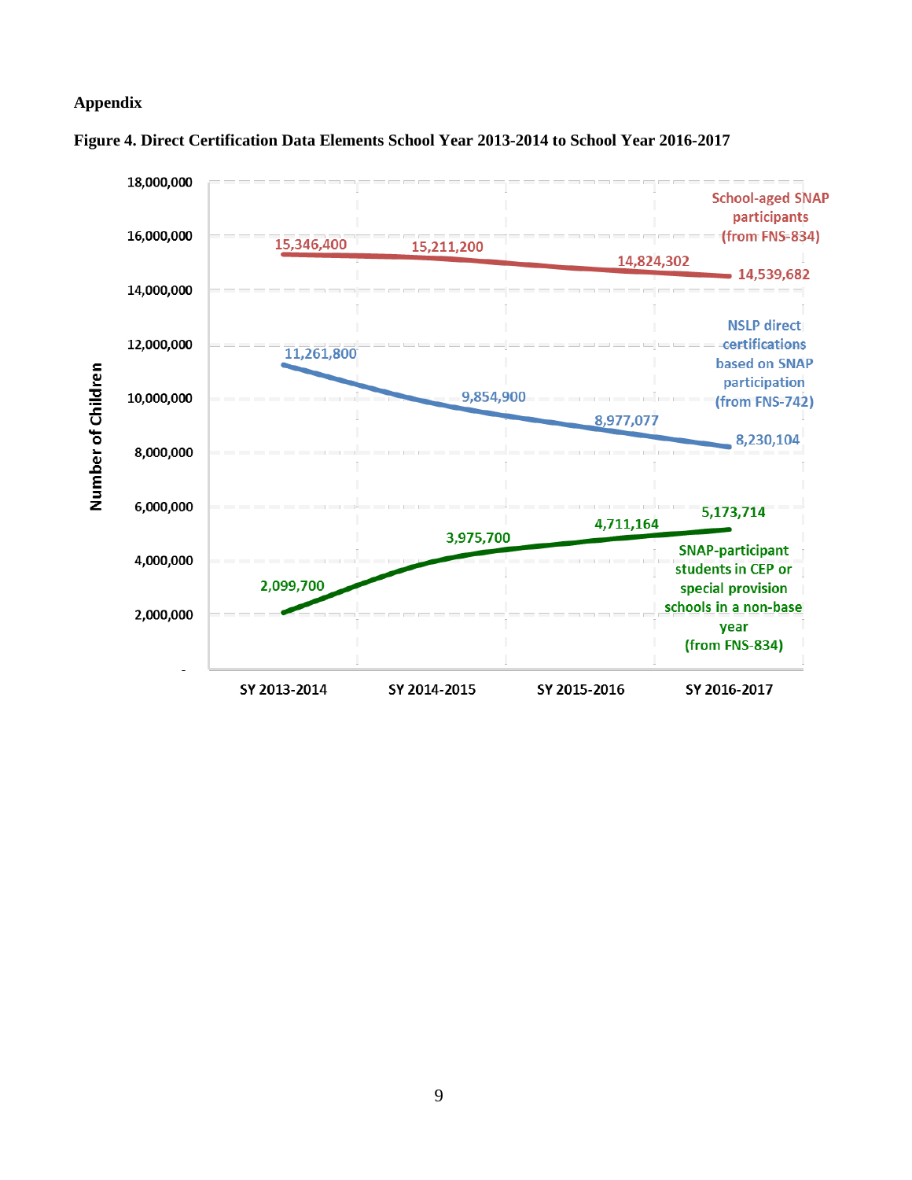**Appendix**

**Figure 4. Direct Certification Data Elements School Year 2013-2014 to School Year 2016-2017**

| Series | SY 2013-2014 | SY 2014-2015 | SY 2015-2016 | SY 2016-2017 |
|---|---|---|---|---|
| School-aged SNAP participants (from FNS-834) | 15,346,400 | 15,211,200 | 14,824,302 | 14,539,682 |
| NSLP direct certifications based on SNAP participation (from FNS-742) | 11,261,800 | 9,854,900 | 8,977,077 | 8,230,104 |
| SNAP-participant students in CEP or special provision schools in a non-base year (from FNS-834) | 2,099,700 | 3,975,700 | 4,711,164 | 5,173,714 |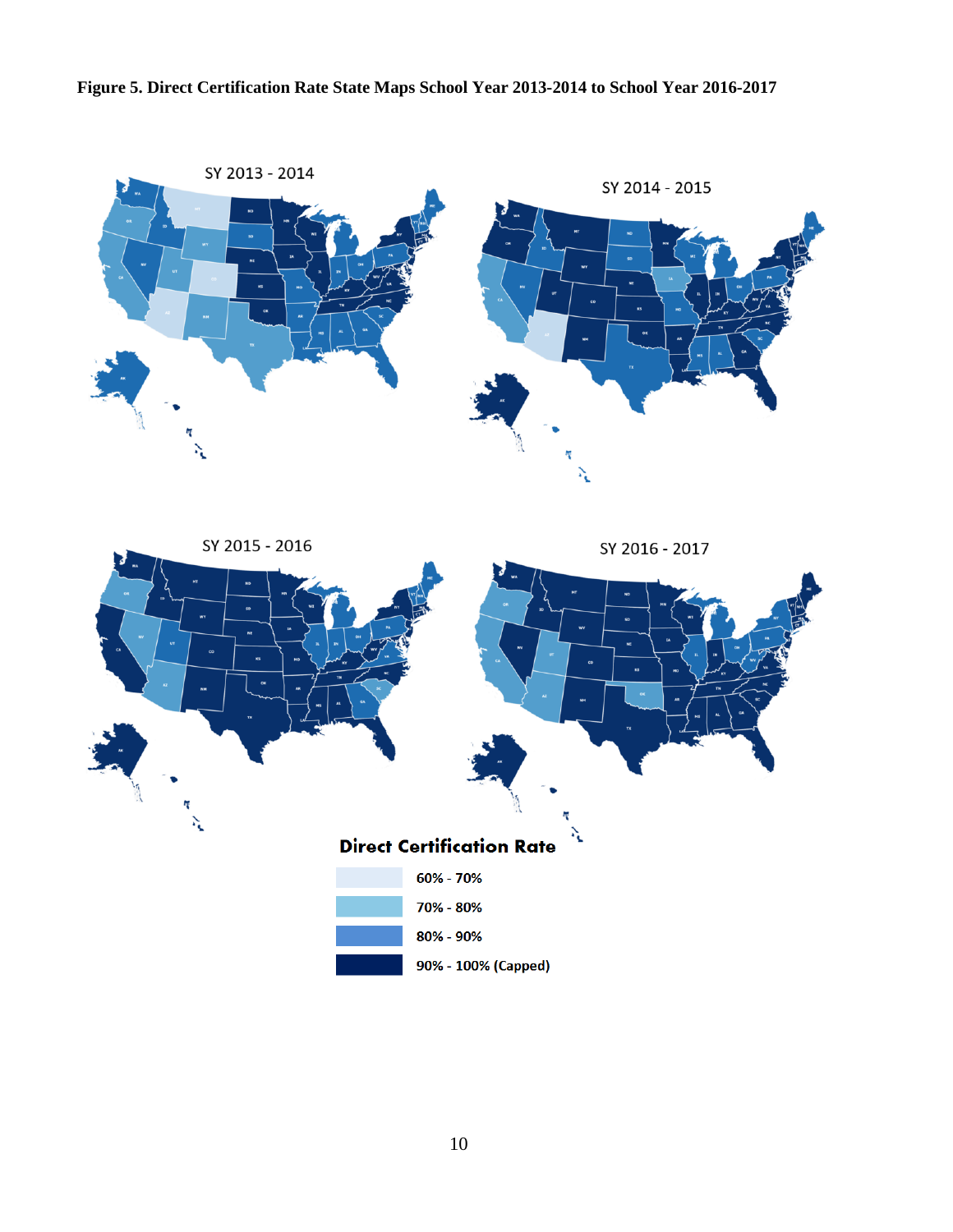**Figure 5. Direct Certification Rate State Maps School Year 2013-2014 to School Year 2016-2017**

SY 2013 - 2014

SY 2014 - 2015

SY 2015 - 2016

SY 2016 - 2017

**Direct Certification Rate**

- 60% - 70%
- 70% - 80%
- 80% - 90%
- 90% - 100% (Capped)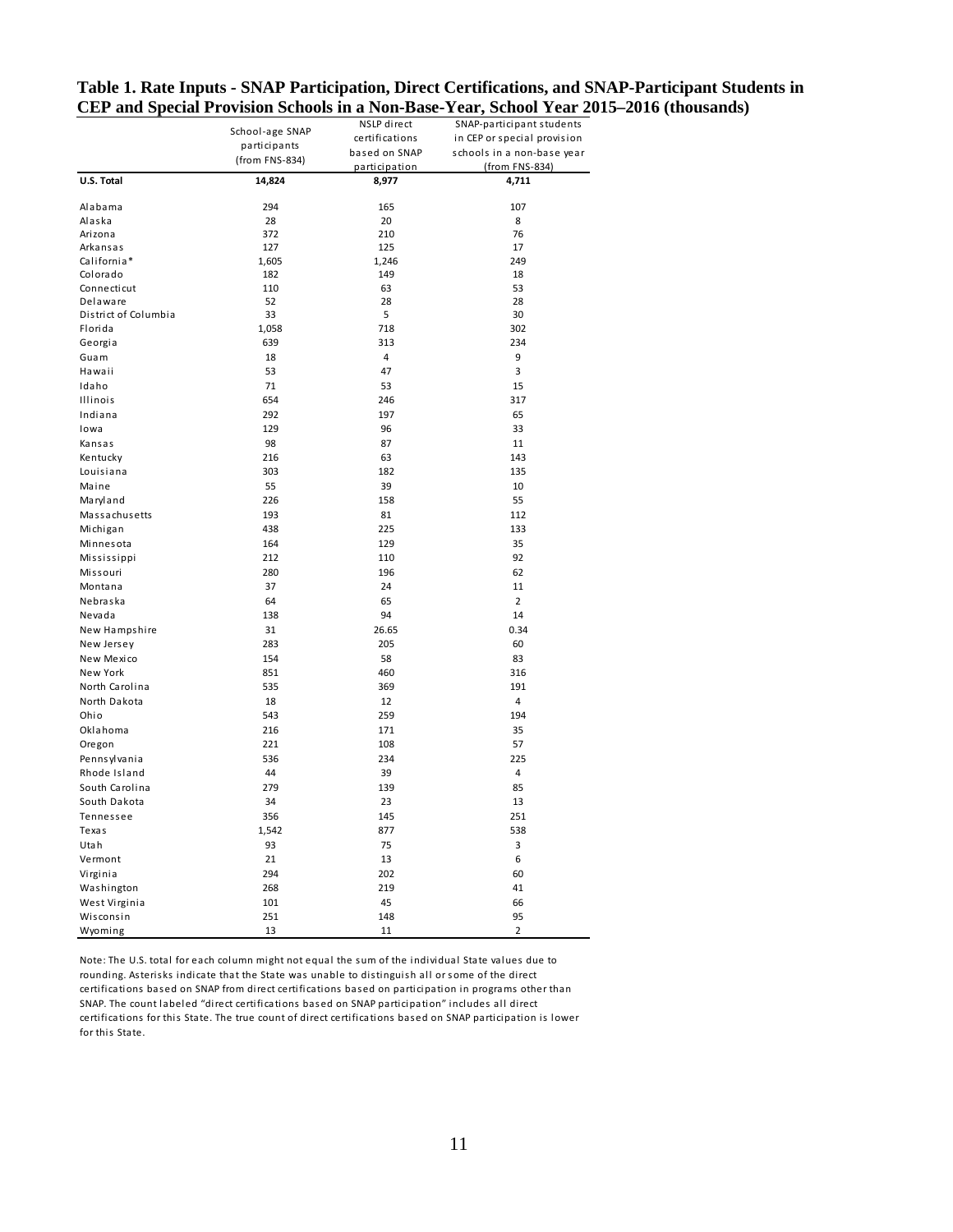**Table 1. Rate Inputs - SNAP Participation, Direct Certifications, and SNAP-Participant Students in CEP and Special Provision Schools in a Non-Base-Year, School Year 2015–2016 (thousands)**

| | School-age SNAP participants (from FNS-834) | NSLP direct certifications based on SNAP participation | SNAP-participant students in CEP or special provision schools in a non-base year (from FNS-834) |
|---|---|---|---|
| **U.S. Total** | **14,824** | **8,977** | **4,711** |
| Alabama | 294 | 165 | 107 |
| Alaska | 28 | 20 | 8 |
| Arizona | 372 | 210 | 76 |
| Arkansas | 127 | 125 | 17 |
| California* | 1,605 | 1,246 | 249 |
| Colorado | 182 | 149 | 18 |
| Connecticut | 110 | 63 | 53 |
| Delaware | 52 | 28 | 28 |
| District of Columbia | 33 | 5 | 30 |
| Florida | 1,058 | 718 | 302 |
| Georgia | 639 | 313 | 234 |
| Guam | 18 | 4 | 9 |
| Hawaii | 53 | 47 | 3 |
| Idaho | 71 | 53 | 15 |
| Illinois | 654 | 246 | 317 |
| Indiana | 292 | 197 | 65 |
| Iowa | 129 | 96 | 33 |
| Kansas | 98 | 87 | 11 |
| Kentucky | 216 | 63 | 143 |
| Louisiana | 303 | 182 | 135 |
| Maine | 55 | 39 | 10 |
| Maryland | 226 | 158 | 55 |
| Massachusetts | 193 | 81 | 112 |
| Michigan | 438 | 225 | 133 |
| Minnesota | 164 | 129 | 35 |
| Mississippi | 212 | 110 | 92 |
| Missouri | 280 | 196 | 62 |
| Montana | 37 | 24 | 11 |
| Nebraska | 64 | 65 | 2 |
| Nevada | 138 | 94 | 14 |
| New Hampshire | 31 | 26.65 | 0.34 |
| New Jersey | 283 | 205 | 60 |
| New Mexico | 154 | 58 | 83 |
| New York | 851 | 460 | 316 |
| North Carolina | 535 | 369 | 191 |
| North Dakota | 18 | 12 | 4 |
| Ohio | 543 | 259 | 194 |
| Oklahoma | 216 | 171 | 35 |
| Oregon | 221 | 108 | 57 |
| Pennsylvania | 536 | 234 | 225 |
| Rhode Island | 44 | 39 | 4 |
| South Carolina | 279 | 139 | 85 |
| South Dakota | 34 | 23 | 13 |
| Tennessee | 356 | 145 | 251 |
| Texas | 1,542 | 877 | 538 |
| Utah | 93 | 75 | 3 |
| Vermont | 21 | 13 | 6 |
| Virginia | 294 | 202 | 60 |
| Washington | 268 | 219 | 41 |
| West Virginia | 101 | 45 | 66 |
| Wisconsin | 251 | 148 | 95 |
| Wyoming | 13 | 11 | 2 |

Note: The U.S. total for each column might not equal the sum of the individual State values due to rounding. Asterisks indicate that the State was unable to distinguish all or some of the direct certifications based on SNAP from direct certifications based on participation in programs other than SNAP. The count labeled "direct certifications based on SNAP participation" includes all direct certifications for this State. The true count of direct certifications based on SNAP participation is lower for this State.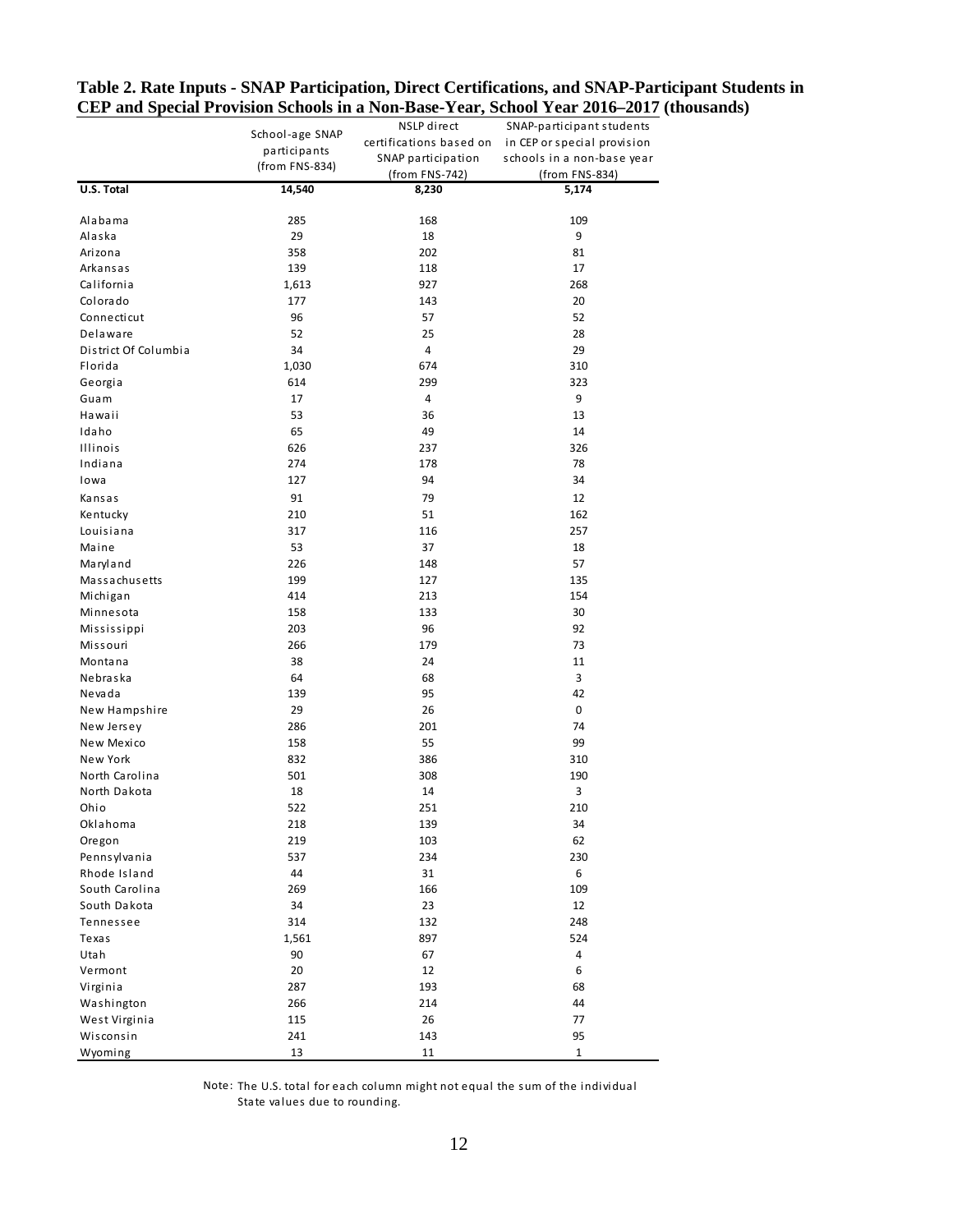**Table 2. Rate Inputs - SNAP Participation, Direct Certifications, and SNAP-Participant Students in CEP and Special Provision Schools in a Non-Base-Year, School Year 2016–2017 (thousands)**

| | School-age SNAP participants (from FNS-834) | NSLP direct certifications based on SNAP participation (from FNS-742) | SNAP-participant students in CEP or special provision schools in a non-base year (from FNS-834) |
|---|---|---|---|
| **U.S. Total** | **14,540** | **8,230** | **5,174** |
| Alabama | 285 | 168 | 109 |
| Alaska | 29 | 18 | 9 |
| Arizona | 358 | 202 | 81 |
| Arkansas | 139 | 118 | 17 |
| California | 1,613 | 927 | 268 |
| Colorado | 177 | 143 | 20 |
| Connecticut | 96 | 57 | 52 |
| Delaware | 52 | 25 | 28 |
| District Of Columbia | 34 | 4 | 29 |
| Florida | 1,030 | 674 | 310 |
| Georgia | 614 | 299 | 323 |
| Guam | 17 | 4 | 9 |
| Hawaii | 53 | 36 | 13 |
| Idaho | 65 | 49 | 14 |
| Illinois | 626 | 237 | 326 |
| Indiana | 274 | 178 | 78 |
| Iowa | 127 | 94 | 34 |
| Kansas | 91 | 79 | 12 |
| Kentucky | 210 | 51 | 162 |
| Louisiana | 317 | 116 | 257 |
| Maine | 53 | 37 | 18 |
| Maryland | 226 | 148 | 57 |
| Massachusetts | 199 | 127 | 135 |
| Michigan | 414 | 213 | 154 |
| Minnesota | 158 | 133 | 30 |
| Mississippi | 203 | 96 | 92 |
| Missouri | 266 | 179 | 73 |
| Montana | 38 | 24 | 11 |
| Nebraska | 64 | 68 | 3 |
| Nevada | 139 | 95 | 42 |
| New Hampshire | 29 | 26 | 0 |
| New Jersey | 286 | 201 | 74 |
| New Mexico | 158 | 55 | 99 |
| New York | 832 | 386 | 310 |
| North Carolina | 501 | 308 | 190 |
| North Dakota | 18 | 14 | 3 |
| Ohio | 522 | 251 | 210 |
| Oklahoma | 218 | 139 | 34 |
| Oregon | 219 | 103 | 62 |
| Pennsylvania | 537 | 234 | 230 |
| Rhode Island | 44 | 31 | 6 |
| South Carolina | 269 | 166 | 109 |
| South Dakota | 34 | 23 | 12 |
| Tennessee | 314 | 132 | 248 |
| Texas | 1,561 | 897 | 524 |
| Utah | 90 | 67 | 4 |
| Vermont | 20 | 12 | 6 |
| Virginia | 287 | 193 | 68 |
| Washington | 266 | 214 | 44 |
| West Virginia | 115 | 26 | 77 |
| Wisconsin | 241 | 143 | 95 |
| Wyoming | 13 | 11 | 1 |

Note: The U.S. total for each column might not equal the sum of the individual State values due to rounding.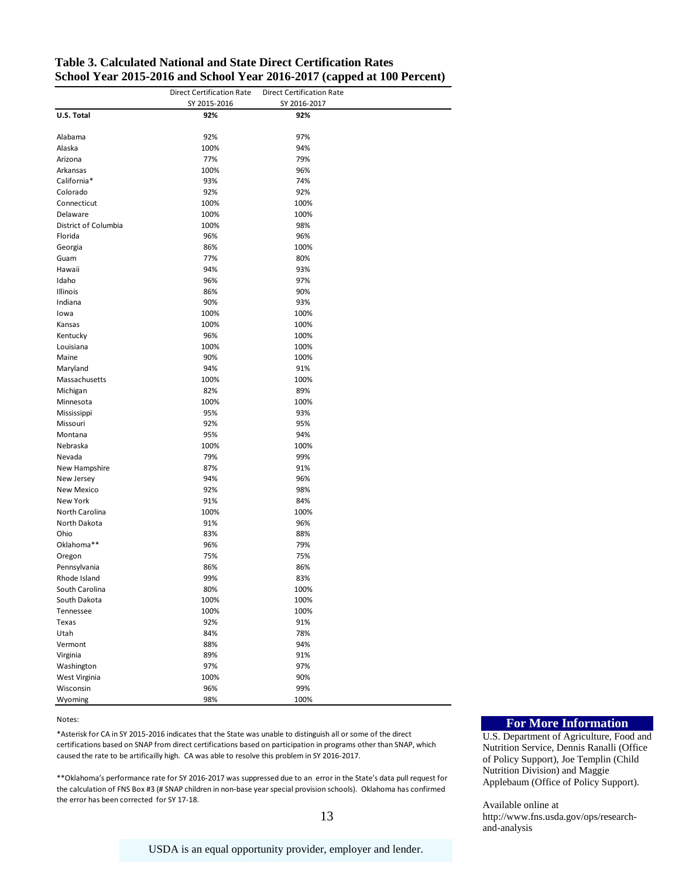**Table 3. Calculated National and State Direct Certification Rates School Year 2015-2016 and School Year 2016-2017 (capped at 100 Percent)**

| | Direct Certification Rate SY 2015-2016 | Direct Certification Rate SY 2016-2017 |
|---|---|---|
| **U.S. Total** | **92%** | **92%** |
| Alabama | 92% | 97% |
| Alaska | 100% | 94% |
| Arizona | 77% | 79% |
| Arkansas | 100% | 96% |
| California* | 93% | 74% |
| Colorado | 92% | 92% |
| Connecticut | 100% | 100% |
| Delaware | 100% | 100% |
| District of Columbia | 100% | 98% |
| Florida | 96% | 96% |
| Georgia | 86% | 100% |
| Guam | 77% | 80% |
| Hawaii | 94% | 93% |
| Idaho | 96% | 97% |
| Illinois | 86% | 90% |
| Indiana | 90% | 93% |
| Iowa | 100% | 100% |
| Kansas | 100% | 100% |
| Kentucky | 96% | 100% |
| Louisiana | 100% | 100% |
| Maine | 90% | 100% |
| Maryland | 94% | 91% |
| Massachusetts | 100% | 100% |
| Michigan | 82% | 89% |
| Minnesota | 100% | 100% |
| Mississippi | 95% | 93% |
| Missouri | 92% | 95% |
| Montana | 95% | 94% |
| Nebraska | 100% | 100% |
| Nevada | 79% | 99% |
| New Hampshire | 87% | 91% |
| New Jersey | 94% | 96% |
| New Mexico | 92% | 98% |
| New York | 91% | 84% |
| North Carolina | 100% | 100% |
| North Dakota | 91% | 96% |
| Ohio | 83% | 88% |
| Oklahoma** | 96% | 79% |
| Oregon | 75% | 75% |
| Pennsylvania | 86% | 86% |
| Rhode Island | 99% | 83% |
| South Carolina | 80% | 100% |
| South Dakota | 100% | 100% |
| Tennessee | 100% | 100% |
| Texas | 92% | 91% |
| Utah | 84% | 78% |
| Vermont | 88% | 94% |
| Virginia | 89% | 91% |
| Washington | 97% | 97% |
| West Virginia | 100% | 90% |
| Wisconsin | 96% | 99% |
| Wyoming | 98% | 100% |

Notes:

*Asterisk for CA in SY 2015-2016 indicates that the State was unable to distinguish all or some of the direct certifications based on SNAP from direct certifications based on participation in programs other than SNAP, which caused the rate to be artificailly high. CA was able to resolve this problem in SY 2016-2017.

**Oklahoma's performance rate for SY 2016-2017 was suppressed due to an error in the State's data pull request for the calculation of FNS Box #3 (# SNAP children in non-base year special provision schools). Oklahoma has confirmed the error has been corrected for SY 17-18.

## For More Information

U.S. Department of Agriculture, Food and Nutrition Service, Dennis Ranalli (Office of Policy Support), Joe Templin (Child Nutrition Division) and Maggie Applebaum (Office of Policy Support).

Available online at http://www.fns.usda.gov/ops/research-and-analysis

USDA is an equal opportunity provider, employer and lender.